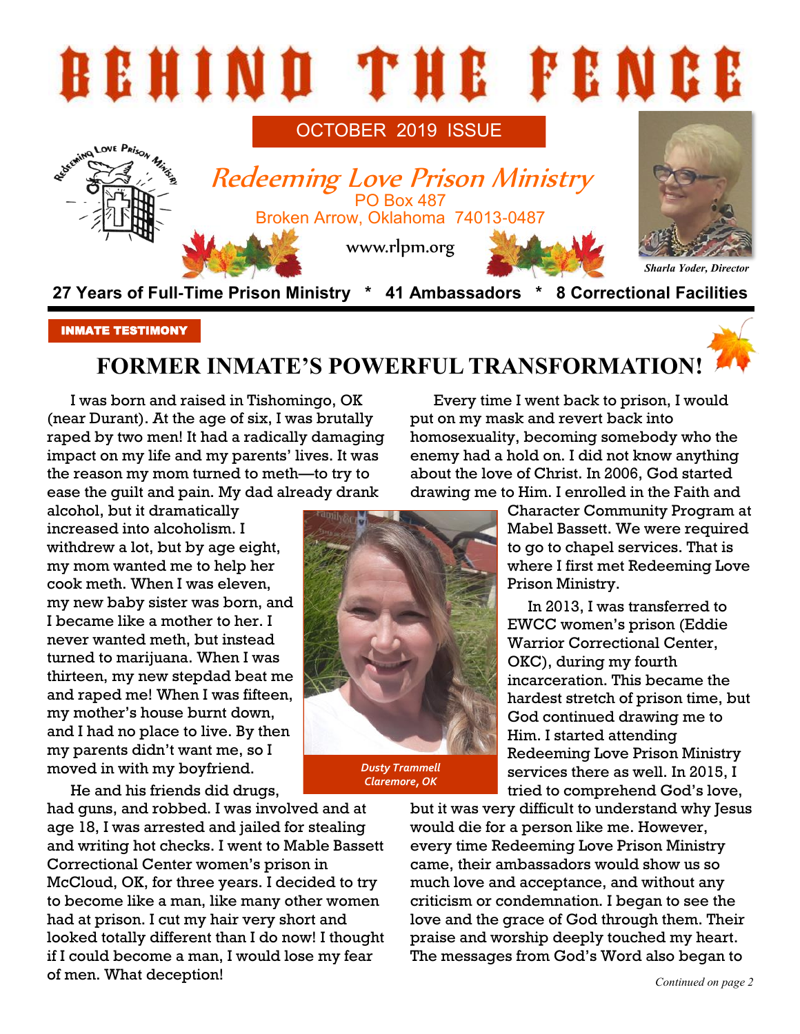# BEHIND THE FENCE

OCTOBER 2019 ISSUE

## Redeeming Love Prison Ministry

PO Box 487
Broken Arrow, Oklahoma 74013-0487

www.rlpm.org

*Sharla Yoder, Director*

**27 Years of Full-Time Prison Ministry * 41 Ambassadors * 8 Correctional Facilities**

**INMATE TESTIMONY**

## FORMER INMATE'S POWERFUL TRANSFORMATION!

I was born and raised in Tishomingo, OK (near Durant). At the age of six, I was brutally raped by two men! It had a radically damaging impact on my life and my parents' lives. It was the reason my mom turned to meth—to try to ease the guilt and pain. My dad already drank alcohol, but it dramatically increased into alcoholism. I withdrew a lot, but by age eight, my mom wanted me to help her cook meth. When I was eleven, my new baby sister was born, and I became like a mother to her. I never wanted meth, but instead turned to marijuana. When I was thirteen, my new stepdad beat me and raped me! When I was fifteen, my mother's house burnt down, and I had no place to live. By then my parents didn't want me, so I moved in with my boyfriend.

He and his friends did drugs, had guns, and robbed. I was involved and at age 18, I was arrested and jailed for stealing and writing hot checks. I went to Mable Bassett Correctional Center women's prison in McCloud, OK, for three years. I decided to try to become like a man, like many other women had at prison. I cut my hair very short and looked totally different than I do now! I thought if I could become a man, I would lose my fear of men. What deception!

*Dusty Trammell*
*Claremore, OK*

Every time I went back to prison, I would put on my mask and revert back into homosexuality, becoming somebody who the enemy had a hold on. I did not know anything about the love of Christ. In 2006, God started drawing me to Him. I enrolled in the Faith and Character Community Program at Mabel Bassett. We were required to go to chapel services. That is where I first met Redeeming Love Prison Ministry.

In 2013, I was transferred to EWCC women's prison (Eddie Warrior Correctional Center, OKC), during my fourth incarceration. This became the hardest stretch of prison time, but God continued drawing me to Him. I started attending Redeeming Love Prison Ministry services there as well. In 2015, I tried to comprehend God's love, but it was very difficult to understand why Jesus would die for a person like me. However, every time Redeeming Love Prison Ministry came, their ambassadors would show us so much love and acceptance, and without any criticism or condemnation. I began to see the love and the grace of God through them. Their praise and worship deeply touched my heart. The messages from God's Word also began to

*Continued on page 2*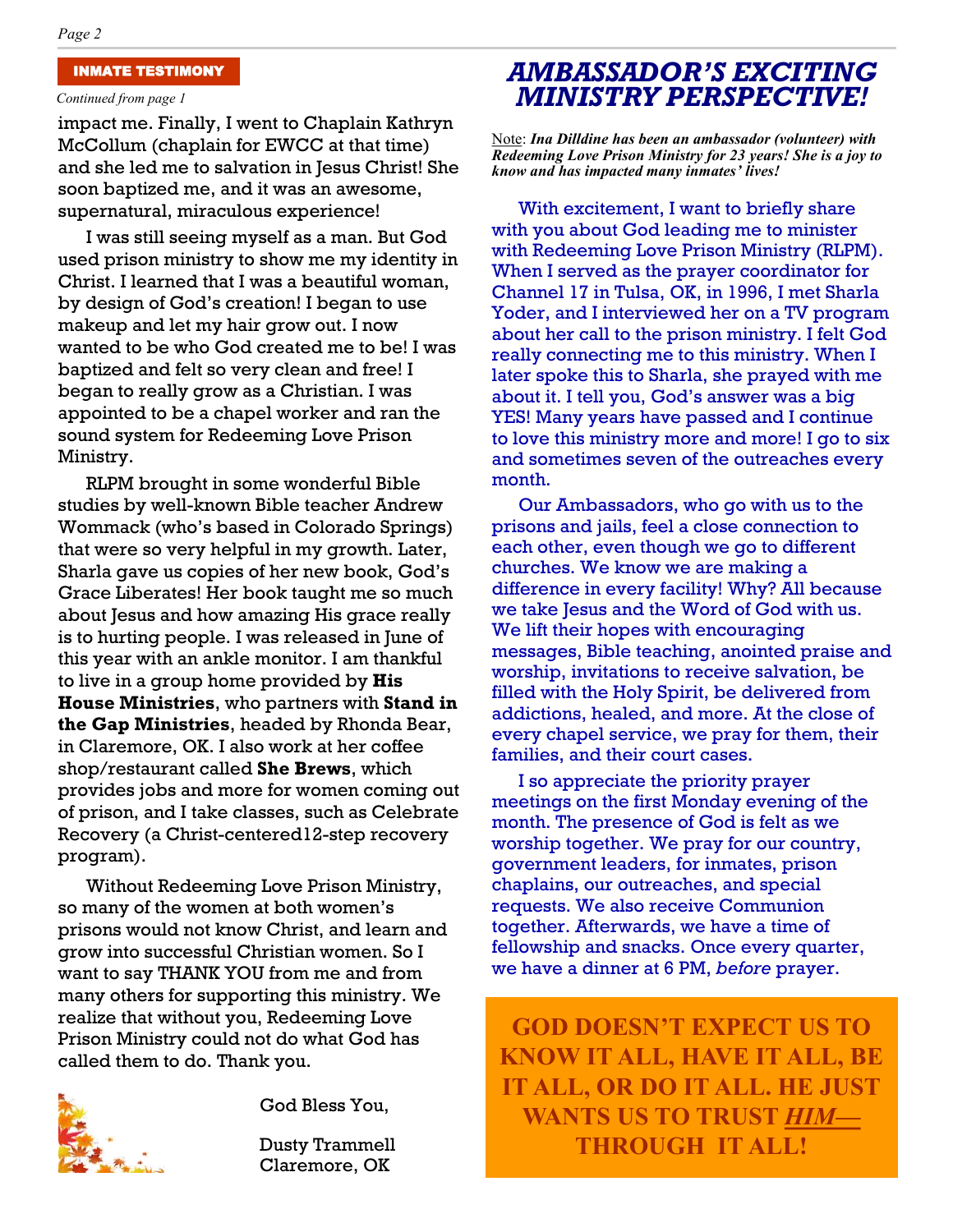## INMATE TESTIMONY

*Continued from page 1*

impact me. Finally, I went to Chaplain Kathryn McCollum (chaplain for EWCC at that time) and she led me to salvation in Jesus Christ! She soon baptized me, and it was an awesome, supernatural, miraculous experience!

I was still seeing myself as a man. But God used prison ministry to show me my identity in Christ. I learned that I was a beautiful woman, by design of God's creation! I began to use makeup and let my hair grow out. I now wanted to be who God created me to be! I was baptized and felt so very clean and free! I began to really grow as a Christian. I was appointed to be a chapel worker and ran the sound system for Redeeming Love Prison Ministry.

RLPM brought in some wonderful Bible studies by well-known Bible teacher Andrew Wommack (who's based in Colorado Springs) that were so very helpful in my growth. Later, Sharla gave us copies of her new book, God's Grace Liberates! Her book taught me so much about Jesus and how amazing His grace really is to hurting people. I was released in June of this year with an ankle monitor. I am thankful to live in a group home provided by **His House Ministries**, who partners with **Stand in the Gap Ministries**, headed by Rhonda Bear, in Claremore, OK. I also work at her coffee shop/restaurant called **She Brews**, which provides jobs and more for women coming out of prison, and I take classes, such as Celebrate Recovery (a Christ-centered12-step recovery program).

Without Redeeming Love Prison Ministry, so many of the women at both women's prisons would not know Christ, and learn and grow into successful Christian women. So I want to say THANK YOU from me and from many others for supporting this ministry. We realize that without you, Redeeming Love Prison Ministry could not do what God has called them to do. Thank you.

God Bless You,

Dusty Trammell
Claremore, OK

## *AMBASSADOR'S EXCITING MINISTRY PERSPECTIVE!*

Note: ***Ina Dilldine has been an ambassador (volunteer) with Redeeming Love Prison Ministry for 23 years! She is a joy to know and has impacted many inmates' lives!***

With excitement, I want to briefly share with you about God leading me to minister with Redeeming Love Prison Ministry (RLPM). When I served as the prayer coordinator for Channel 17 in Tulsa, OK, in 1996, I met Sharla Yoder, and I interviewed her on a TV program about her call to the prison ministry. I felt God really connecting me to this ministry. When I later spoke this to Sharla, she prayed with me about it. I tell you, God's answer was a big YES! Many years have passed and I continue to love this ministry more and more! I go to six and sometimes seven of the outreaches every month.

Our Ambassadors, who go with us to the prisons and jails, feel a close connection to each other, even though we go to different churches. We know we are making a difference in every facility! Why? All because we take Jesus and the Word of God with us. We lift their hopes with encouraging messages, Bible teaching, anointed praise and worship, invitations to receive salvation, be filled with the Holy Spirit, be delivered from addictions, healed, and more. At the close of every chapel service, we pray for them, their families, and their court cases.

I so appreciate the priority prayer meetings on the first Monday evening of the month. The presence of God is felt as we worship together. We pray for our country, government leaders, for inmates, prison chaplains, our outreaches, and special requests. We also receive Communion together. Afterwards, we have a time of fellowship and snacks. Once every quarter, we have a dinner at 6 PM, *before* prayer.

**GOD DOESN'T EXPECT US TO KNOW IT ALL, HAVE IT ALL, BE IT ALL, OR DO IT ALL. HE JUST WANTS US TO TRUST *HIM*— THROUGH IT ALL!**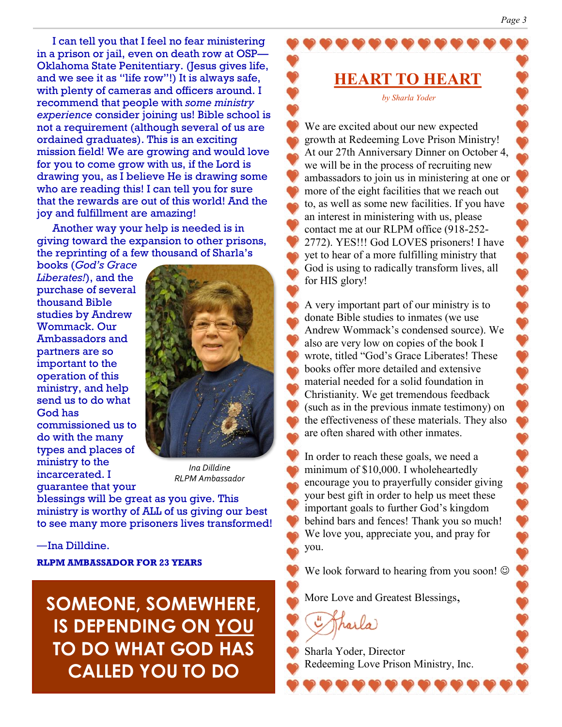I can tell you that I feel no fear ministering in a prison or jail, even on death row at OSP—Oklahoma State Penitentiary. (Jesus gives life, and we see it as "life row"!) It is always safe, with plenty of cameras and officers around. I recommend that people with *some ministry experience* consider joining us! Bible school is not a requirement (although several of us are ordained graduates). This is an exciting mission field! We are growing and would love for you to come grow with us, if the Lord is drawing you, as I believe He is drawing some who are reading this! I can tell you for sure that the rewards are out of this world! And the joy and fulfillment are amazing!

Another way your help is needed is in giving toward the expansion to other prisons, the reprinting of a few thousand of Sharla's books (*God's Grace Liberates!*), and the purchase of several thousand Bible studies by Andrew Wommack. Our Ambassadors and partners are so important to the operation of this ministry, and help send us to do what God has commissioned us to do with the many types and places of ministry to the incarcerated. I guarantee that your blessings will be great as you give. This ministry is worthy of ALL of us giving our best to see many more prisoners lives transformed!

*Ina Dilldine*
*RLPM Ambassador*

—Ina Dilldine.

**RLPM AMBASSADOR FOR 23 YEARS**

**SOMEONE, SOMEWHERE, IS DEPENDING ON YOU TO DO WHAT GOD HAS CALLED YOU TO DO**

## HEART TO HEART

*by Sharla Yoder*

We are excited about our new expected growth at Redeeming Love Prison Ministry! At our 27th Anniversary Dinner on October 4, we will be in the process of recruiting new ambassadors to join us in ministering at one or more of the eight facilities that we reach out to, as well as some new facilities. If you have an interest in ministering with us, please contact me at our RLPM office (918-252-2772). YES!!! God LOVES prisoners! I have yet to hear of a more fulfilling ministry that God is using to radically transform lives, all for HIS glory!

A very important part of our ministry is to donate Bible studies to inmates (we use Andrew Wommack's condensed source). We also are very low on copies of the book I wrote, titled "God's Grace Liberates! These books offer more detailed and extensive material needed for a solid foundation in Christianity. We get tremendous feedback (such as in the previous inmate testimony) on the effectiveness of these materials. They also are often shared with other inmates.

In order to reach these goals, we need a minimum of $10,000. I wholeheartedly encourage you to prayerfully consider giving your best gift in order to help us meet these important goals to further God's kingdom behind bars and fences! Thank you so much! We love you, appreciate you, and pray for you.

We look forward to hearing from you soon! ☺

More Love and Greatest Blessings,

Sharla

Sharla Yoder, Director
Redeeming Love Prison Ministry, Inc.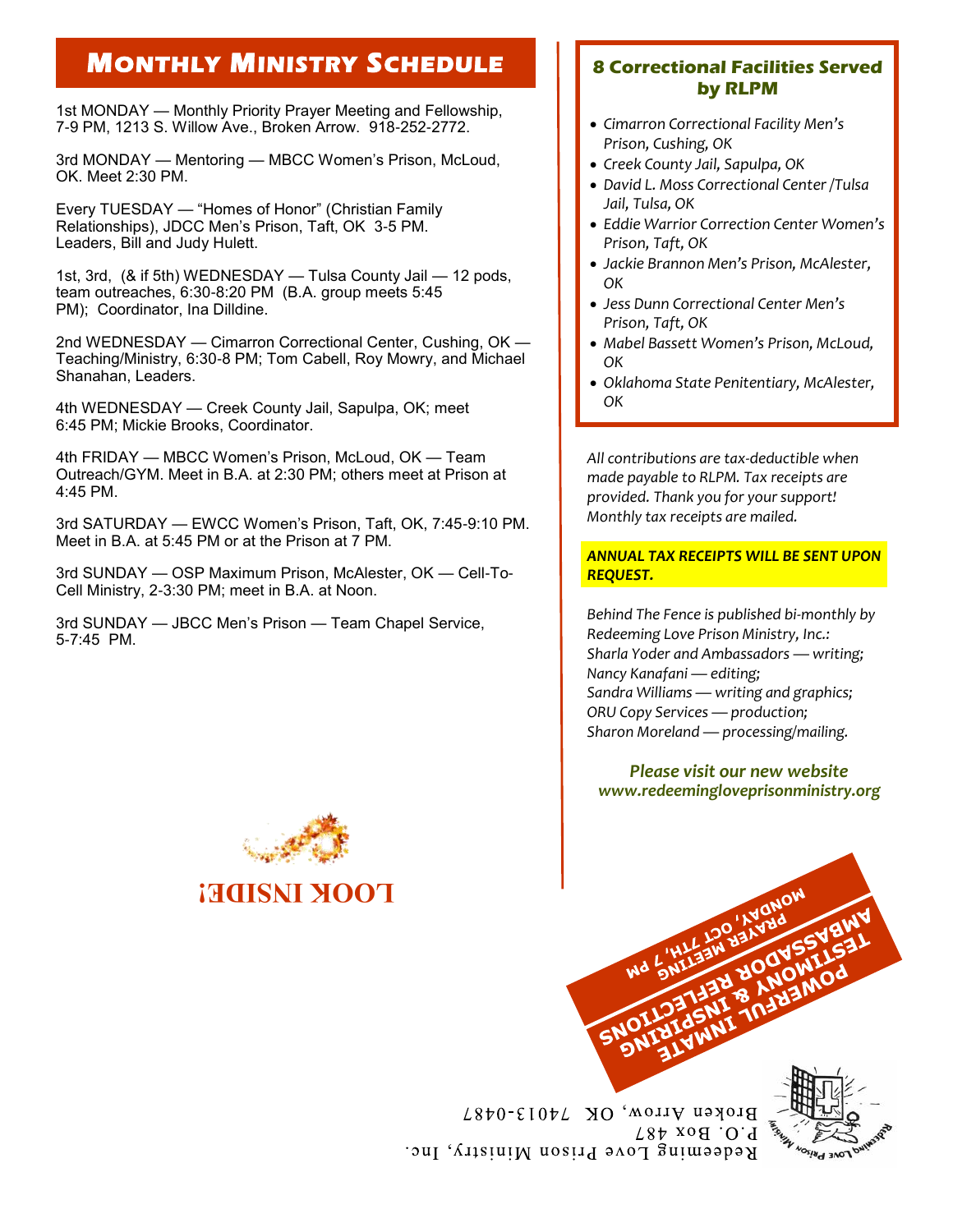## Monthly Ministry Schedule

1st MONDAY — Monthly Priority Prayer Meeting and Fellowship, 7-9 PM, 1213 S. Willow Ave., Broken Arrow. 918-252-2772.

3rd MONDAY — Mentoring — MBCC Women's Prison, McLoud, OK. Meet 2:30 PM.

Every TUESDAY — "Homes of Honor" (Christian Family Relationships), JDCC Men's Prison, Taft, OK 3-5 PM. Leaders, Bill and Judy Hulett.

1st, 3rd, (& if 5th) WEDNESDAY — Tulsa County Jail — 12 pods, team outreaches, 6:30-8:20 PM (B.A. group meets 5:45 PM); Coordinator, Ina Dilldine.

2nd WEDNESDAY — Cimarron Correctional Center, Cushing, OK — Teaching/Ministry, 6:30-8 PM; Tom Cabell, Roy Mowry, and Michael Shanahan, Leaders.

4th WEDNESDAY — Creek County Jail, Sapulpa, OK; meet 6:45 PM; Mickie Brooks, Coordinator.

4th FRIDAY — MBCC Women's Prison, McLoud, OK — Team Outreach/GYM. Meet in B.A. at 2:30 PM; others meet at Prison at 4:45 PM.

3rd SATURDAY — EWCC Women's Prison, Taft, OK, 7:45-9:10 PM. Meet in B.A. at 5:45 PM or at the Prison at 7 PM.

3rd SUNDAY — OSP Maximum Prison, McAlester, OK — Cell-To-Cell Ministry, 2-3:30 PM; meet in B.A. at Noon.

3rd SUNDAY — JBCC Men's Prison — Team Chapel Service, 5-7:45 PM.

### 8 Correctional Facilities Served by RLPM

- *Cimarron Correctional Facility Men's Prison, Cushing, OK*
- *Creek County Jail, Sapulpa, OK*
- *David L. Moss Correctional Center /Tulsa Jail, Tulsa, OK*
- *Eddie Warrior Correction Center Women's Prison, Taft, OK*
- *Jackie Brannon Men's Prison, McAlester, OK*
- *Jess Dunn Correctional Center Men's Prison, Taft, OK*
- *Mabel Bassett Women's Prison, McLoud, OK*
- *Oklahoma State Penitentiary, McAlester, OK*

*All contributions are tax-deductible when made payable to RLPM. Tax receipts are provided. Thank you for your support! Monthly tax receipts are mailed.*

***ANNUAL TAX RECEIPTS WILL BE SENT UPON REQUEST.***

*Behind The Fence is published bi-monthly by Redeeming Love Prison Ministry, Inc.:*
*Sharla Yoder and Ambassadors — writing;*
*Nancy Kanafani — editing;*
*Sandra Williams — writing and graphics;*
*ORU Copy Services — production;*
*Sharon Moreland — processing/mailing.*

***Please visit our new website***
***www.redeemingloveprisonministry.org***

LOOK INSIDE!

MONDAY, OCT 7TH, 7 PM
PRAYER MEETING

AMBASSADOR REFLECTIONS
TESTIMONY & INSPIRING
POWERFUL INMATE

Redeeming Love Prison Ministry, Inc.
P.O. Box 487
Broken Arrow, OK 74013-0487